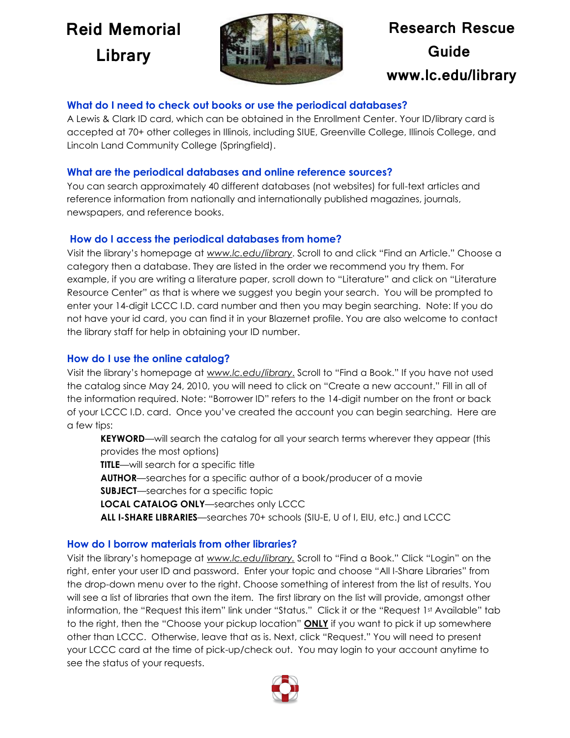# Reid Memorial Library

# Research Rescue Guide
# www.lc.edu/library

### What do I need to check out books or use the periodical databases?

A Lewis & Clark ID card, which can be obtained in the Enrollment Center. Your ID/library card is accepted at 70+ other colleges in Illinois, including SIUE, Greenville College, Illinois College, and Lincoln Land Community College (Springfield).

### What are the periodical databases and online reference sources?

You can search approximately 40 different databases (not websites) for full-text articles and reference information from nationally and internationally published magazines, journals, newspapers, and reference books.

### How do I access the periodical databases from home?

Visit the library's homepage at *www.lc.edu/library*. Scroll to and click "Find an Article." Choose a category then a database. They are listed in the order we recommend you try them. For example, if you are writing a literature paper, scroll down to "Literature" and click on "Literature Resource Center" as that is where we suggest you begin your search. You will be prompted to enter your 14-digit LCCC I.D. card number and then you may begin searching. Note: If you do not have your id card, you can find it in your Blazernet profile. You are also welcome to contact the library staff for help in obtaining your ID number.

### How do I use the online catalog?

Visit the library's homepage at *www.lc.edu/library*. Scroll to "Find a Book." If you have not used the catalog since May 24, 2010, you will need to click on "Create a new account." Fill in all of the information required. Note: "Borrower ID" refers to the 14-digit number on the front or back of your LCCC I.D. card. Once you've created the account you can begin searching. Here are a few tips:

- **KEYWORD**—will search the catalog for all your search terms wherever they appear (this provides the most options)
- **TITLE**—will search for a specific title
- **AUTHOR**—searches for a specific author of a book/producer of a movie
- **SUBJECT**—searches for a specific topic
- **LOCAL CATALOG ONLY**—searches only LCCC
- **ALL I-SHARE LIBRARIES**—searches 70+ schools (SIU-E, U of I, EIU, etc.) and LCCC

### How do I borrow materials from other libraries?

Visit the library's homepage at *www.lc.edu/library*. Scroll to "Find a Book." Click "Login" on the right, enter your user ID and password. Enter your topic and choose "All I-Share Libraries" from the drop-down menu over to the right. Choose something of interest from the list of results. You will see a list of libraries that own the item. The first library on the list will provide, amongst other information, the "Request this item" link under "Status." Click it or the "Request 1st Available" tab to the right, then the "Choose your pickup location" **ONLY** if you want to pick it up somewhere other than LCCC. Otherwise, leave that as is. Next, click "Request." You will need to present your LCCC card at the time of pick-up/check out. You may login to your account anytime to see the status of your requests.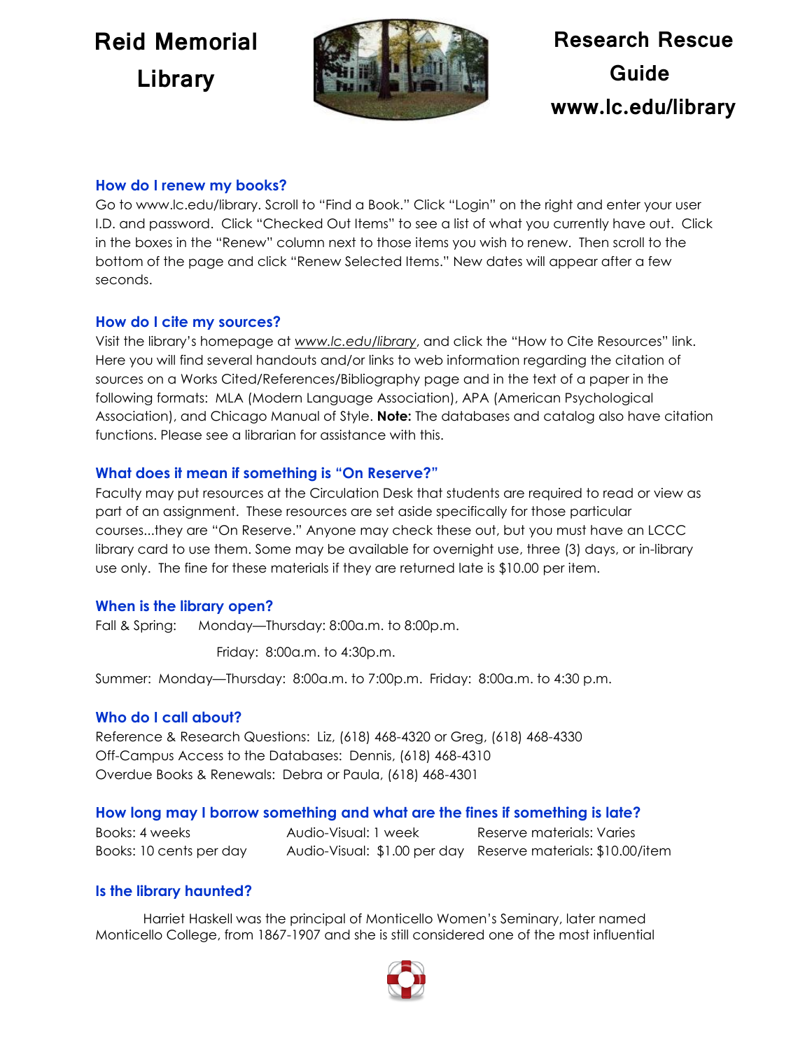# Reid Memorial Library

# Research Rescue Guide www.lc.edu/library

### How do I renew my books?

Go to www.lc.edu/library. Scroll to "Find a Book." Click "Login" on the right and enter your user I.D. and password. Click "Checked Out Items" to see a list of what you currently have out. Click in the boxes in the "Renew" column next to those items you wish to renew. Then scroll to the bottom of the page and click "Renew Selected Items." New dates will appear after a few seconds.

### How do I cite my sources?

Visit the library's homepage at *www.lc.edu/library*, and click the "How to Cite Resources" link. Here you will find several handouts and/or links to web information regarding the citation of sources on a Works Cited/References/Bibliography page and in the text of a paper in the following formats: MLA (Modern Language Association), APA (American Psychological Association), and Chicago Manual of Style. **Note:** The databases and catalog also have citation functions. Please see a librarian for assistance with this.

### What does it mean if something is "On Reserve?"

Faculty may put resources at the Circulation Desk that students are required to read or view as part of an assignment. These resources are set aside specifically for those particular courses...they are "On Reserve." Anyone may check these out, but you must have an LCCC library card to use them. Some may be available for overnight use, three (3) days, or in-library use only. The fine for these materials if they are returned late is $10.00 per item.

### When is the library open?

Fall & Spring: Monday—Thursday: 8:00a.m. to 8:00p.m.

Friday: 8:00a.m. to 4:30p.m.

Summer: Monday—Thursday: 8:00a.m. to 7:00p.m. Friday: 8:00a.m. to 4:30 p.m.

### Who do I call about?

Reference & Research Questions: Liz, (618) 468-4320 or Greg, (618) 468-4330
Off-Campus Access to the Databases: Dennis, (618) 468-4310
Overdue Books & Renewals: Debra or Paula, (618) 468-4301

### How long may I borrow something and what are the fines if something is late?

| | | |
|---|---|---|
| Books: 4 weeks | Audio-Visual: 1 week | Reserve materials: Varies |
| Books: 10 cents per day | Audio-Visual: $1.00 per day | Reserve materials: $10.00/item |

### Is the library haunted?

Harriet Haskell was the principal of Monticello Women's Seminary, later named Monticello College, from 1867-1907 and she is still considered one of the most influential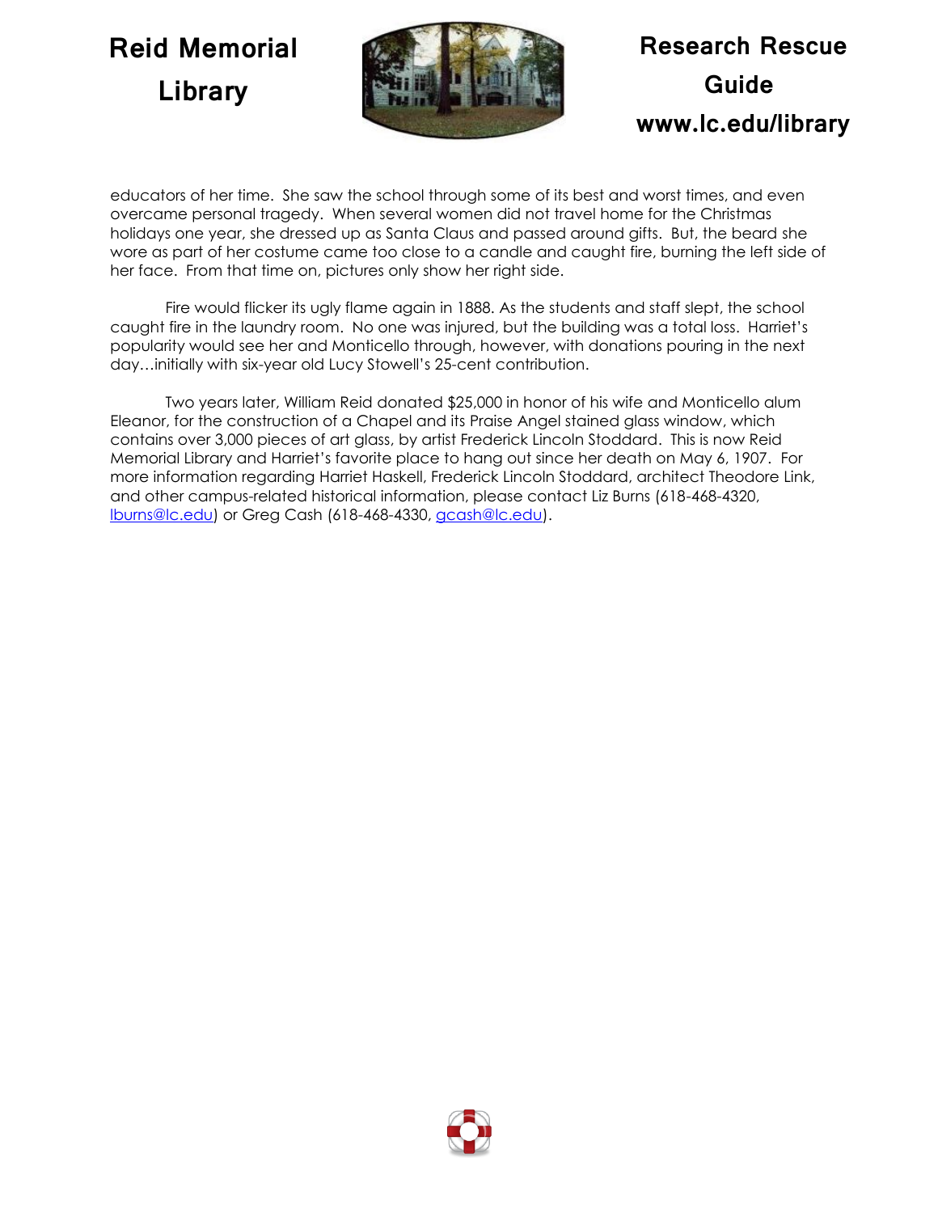educators of her time. She saw the school through some of its best and worst times, and even overcame personal tragedy. When several women did not travel home for the Christmas holidays one year, she dressed up as Santa Claus and passed around gifts. But, the beard she wore as part of her costume came too close to a candle and caught fire, burning the left side of her face. From that time on, pictures only show her right side.

Fire would flicker its ugly flame again in 1888. As the students and staff slept, the school caught fire in the laundry room. No one was injured, but the building was a total loss. Harriet's popularity would see her and Monticello through, however, with donations pouring in the next day…initially with six-year old Lucy Stowell's 25-cent contribution.

Two years later, William Reid donated $25,000 in honor of his wife and Monticello alum Eleanor, for the construction of a Chapel and its Praise Angel stained glass window, which contains over 3,000 pieces of art glass, by artist Frederick Lincoln Stoddard. This is now Reid Memorial Library and Harriet's favorite place to hang out since her death on May 6, 1907. For more information regarding Harriet Haskell, Frederick Lincoln Stoddard, architect Theodore Link, and other campus-related historical information, please contact Liz Burns (618-468-4320, lburns@lc.edu) or Greg Cash (618-468-4330, gcash@lc.edu).